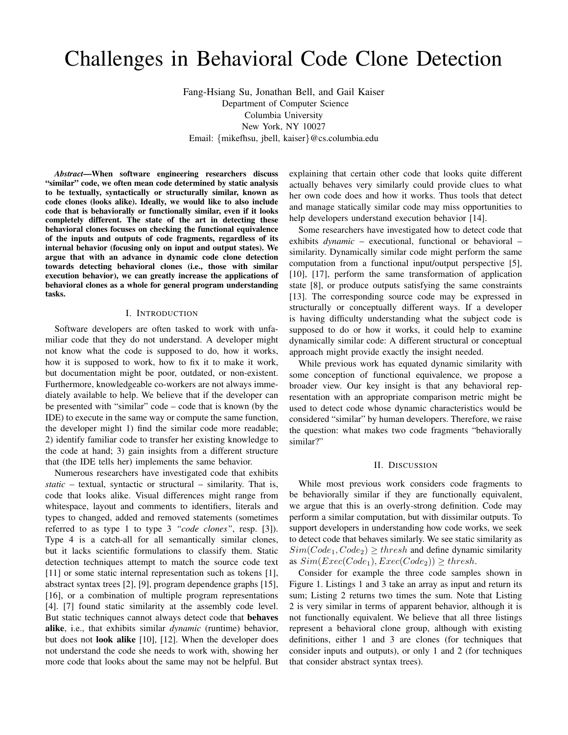# Challenges in Behavioral Code Clone Detection

Fang-Hsiang Su, Jonathan Bell, and Gail Kaiser
Department of Computer Science
Columbia University
New York, NY 10027
Email: {mikefhsu, jbell, kaiser}@cs.columbia.edu

***Abstract*—When software engineering researchers discuss "similar" code, we often mean code determined by static analysis to be textually, syntactically or structurally similar, known as code clones (looks alike). Ideally, we would like to also include code that is behaviorally or functionally similar, even if it looks completely different. The state of the art in detecting these behavioral clones focuses on checking the functional equivalence of the inputs and outputs of code fragments, regardless of its internal behavior (focusing only on input and output states). We argue that with an advance in dynamic code clone detection towards detecting behavioral clones (i.e., those with similar execution behavior), we can greatly increase the applications of behavioral clones as a whole for general program understanding tasks.**

## I. Introduction

Software developers are often tasked to work with unfamiliar code that they do not understand. A developer might not know what the code is supposed to do, how it works, how it is supposed to work, how to fix it to make it work, but documentation might be poor, outdated, or non-existent. Furthermore, knowledgeable co-workers are not always immediately available to help. We believe that if the developer can be presented with "similar" code – code that is known (by the IDE) to execute in the same way or compute the same function, the developer might 1) find the similar code more readable; 2) identify familiar code to transfer her existing knowledge to the code at hand; 3) gain insights from a different structure that (the IDE tells her) implements the same behavior.

Numerous researchers have investigated code that exhibits *static* – textual, syntactic or structural – similarity. That is, code that looks alike. Visual differences might range from whitespace, layout and comments to identifiers, literals and types to changed, added and removed statements (sometimes referred to as type 1 to type 3 *"code clones"*, resp. [3]). Type 4 is a catch-all for all semantically similar clones, but it lacks scientific formulations to classify them. Static detection techniques attempt to match the source code text [11] or some static internal representation such as tokens [1], abstract syntax trees [2], [9], program dependence graphs [15], [16], or a combination of multiple program representations [4]. [7] found static similarity at the assembly code level. But static techniques cannot always detect code that **behaves alike**, i.e., that exhibits similar *dynamic* (runtime) behavior, but does not **look alike** [10], [12]. When the developer does not understand the code she needs to work with, showing her more code that looks about the same may not be helpful. But explaining that certain other code that looks quite different actually behaves very similarly could provide clues to what her own code does and how it works. Thus tools that detect and manage statically similar code may miss opportunities to help developers understand execution behavior [14].

Some researchers have investigated how to detect code that exhibits *dynamic* – executional, functional or behavioral – similarity. Dynamically similar code might perform the same computation from a functional input/output perspective [5], [10], [17], perform the same transformation of application state [8], or produce outputs satisfying the same constraints [13]. The corresponding source code may be expressed in structurally or conceptually different ways. If a developer is having difficulty understanding what the subject code is supposed to do or how it works, it could help to examine dynamically similar code: A different structural or conceptual approach might provide exactly the insight needed.

While previous work has equated dynamic similarity with some conception of functional equivalence, we propose a broader view. Our key insight is that any behavioral representation with an appropriate comparison metric might be used to detect code whose dynamic characteristics would be considered "similar" by human developers. Therefore, we raise the question: what makes two code fragments "behaviorally similar?"

## II. Discussion

While most previous work considers code fragments to be behaviorally similar if they are functionally equivalent, we argue that this is an overly-strong definition. Code may perform a similar computation, but with dissimilar outputs. To support developers in understanding how code works, we seek to detect code that behaves similarly. We see static similarity as $Sim(Code_1, Code_2) \geq thresh$ and define dynamic similarity as $Sim(Exec(Code_1), Exec(Code_2)) \geq thresh$.

Consider for example the three code samples shown in Figure 1. Listings 1 and 3 take an array as input and return its sum; Listing 2 returns two times the sum. Note that Listing 2 is very similar in terms of apparent behavior, although it is not functionally equivalent. We believe that all three listings represent a behavioral clone group, although with existing definitions, either 1 and 3 are clones (for techniques that consider inputs and outputs), or only 1 and 2 (for techniques that consider abstract syntax trees).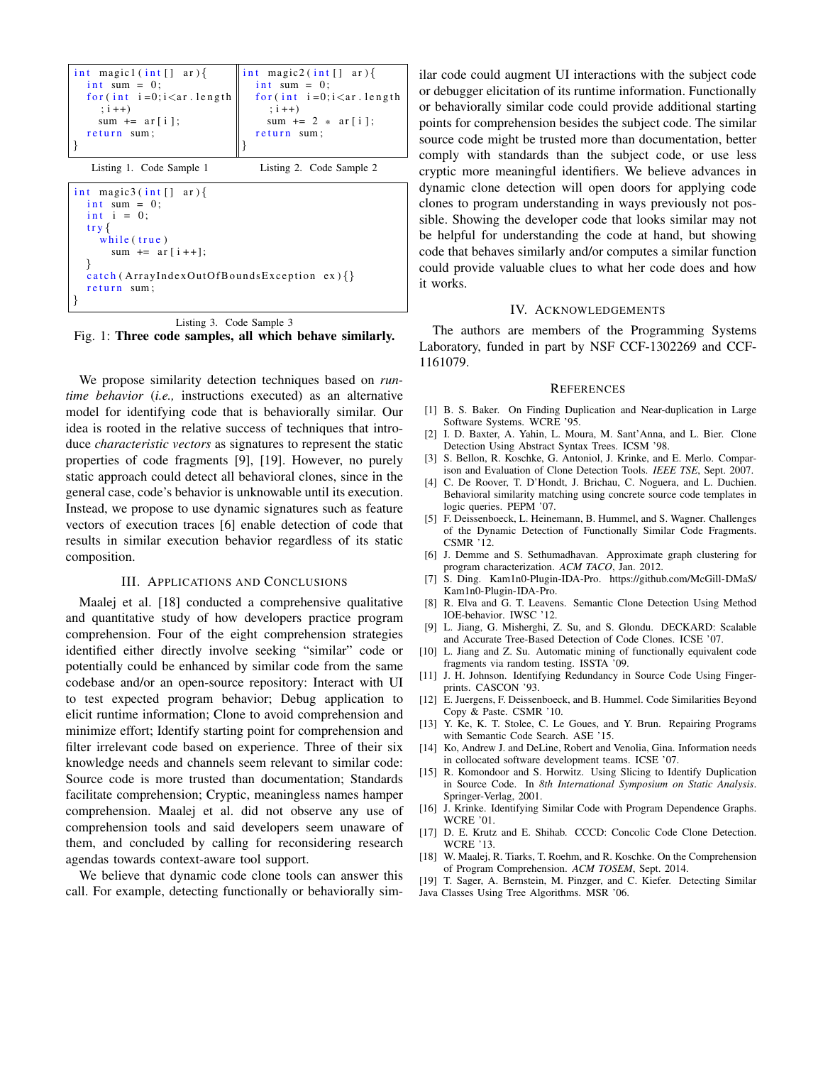```java
int magic1(int[] ar){
  int sum = 0;
  for(int i=0;i<ar.length
    ;i++)
    sum += ar[i];
  return sum;
}
```

Listing 1. Code Sample 1

```java
int magic2(int[] ar){
  int sum = 0;
  for(int i=0;i<ar.length
    ;i++)
    sum += 2 * ar[i];
  return sum;
}
```

Listing 2. Code Sample 2

```java
int magic3(int[] ar){
  int sum = 0;
  int i = 0;
  try{
    while(true)
      sum += ar[i++];
  }
  catch(ArrayIndexOutOfBoundsException ex){}
  return sum;
}
```

Listing 3. Code Sample 3

Fig. 1: **Three code samples, all which behave similarly.**

We propose similarity detection techniques based on *runtime behavior* (*i.e.,* instructions executed) as an alternative model for identifying code that is behaviorally similar. Our idea is rooted in the relative success of techniques that introduce *characteristic vectors* as signatures to represent the static properties of code fragments [9], [19]. However, no purely static approach could detect all behavioral clones, since in the general case, code's behavior is unknowable until its execution. Instead, we propose to use dynamic signatures such as feature vectors of execution traces [6] enable detection of code that results in similar execution behavior regardless of its static composition.

## III. Applications and Conclusions

Maalej et al. [18] conducted a comprehensive qualitative and quantitative study of how developers practice program comprehension. Four of the eight comprehension strategies identified either directly involve seeking "similar" code or potentially could be enhanced by similar code from the same codebase and/or an open-source repository: Interact with UI to test expected program behavior; Debug application to elicit runtime information; Clone to avoid comprehension and minimize effort; Identify starting point for comprehension and filter irrelevant code based on experience. Three of their six knowledge needs and channels seem relevant to similar code: Source code is more trusted than documentation; Standards facilitate comprehension; Cryptic, meaningless names hamper comprehension. Maalej et al. did not observe any use of comprehension tools and said developers seem unaware of them, and concluded by calling for reconsidering research agendas towards context-aware tool support.

We believe that dynamic code clone tools can answer this call. For example, detecting functionally or behaviorally similar code could augment UI interactions with the subject code or debugger elicitation of its runtime information. Functionally or behaviorally similar code could provide additional starting points for comprehension besides the subject code. The similar source code might be trusted more than documentation, better comply with standards than the subject code, or use less cryptic more meaningful identifiers. We believe advances in dynamic clone detection will open doors for applying code clones to program understanding in ways previously not possible. Showing the developer code that looks similar may not be helpful for understanding the code at hand, but showing code that behaves similarly and/or computes a similar function could provide valuable clues to what her code does and how it works.

## IV. Acknowledgements

The authors are members of the Programming Systems Laboratory, funded in part by NSF CCF-1302269 and CCF-1161079.

## References

[1] B. S. Baker. On Finding Duplication and Near-duplication in Large Software Systems. WCRE '95.

[2] I. D. Baxter, A. Yahin, L. Moura, M. Sant'Anna, and L. Bier. Clone Detection Using Abstract Syntax Trees. ICSM '98.

[3] S. Bellon, R. Koschke, G. Antoniol, J. Krinke, and E. Merlo. Comparison and Evaluation of Clone Detection Tools. *IEEE TSE*, Sept. 2007.

[4] C. De Roover, T. D'Hondt, J. Brichau, C. Noguera, and L. Duchien. Behavioral similarity matching using concrete source code templates in logic queries. PEPM '07.

[5] F. Deissenboeck, L. Heinemann, B. Hummel, and S. Wagner. Challenges of the Dynamic Detection of Functionally Similar Code Fragments. CSMR '12.

[6] J. Demme and S. Sethumadhavan. Approximate graph clustering for program characterization. *ACM TACO*, Jan. 2012.

[7] S. Ding. Kam1n0-Plugin-IDA-Pro. https://github.com/McGill-DMaS/Kam1n0-Plugin-IDA-Pro.

[8] R. Elva and G. T. Leavens. Semantic Clone Detection Using Method IOE-behavior. IWSC '12.

[9] L. Jiang, G. Misherghi, Z. Su, and S. Glondu. DECKARD: Scalable and Accurate Tree-Based Detection of Code Clones. ICSE '07.

[10] L. Jiang and Z. Su. Automatic mining of functionally equivalent code fragments via random testing. ISSTA '09.

[11] J. H. Johnson. Identifying Redundancy in Source Code Using Fingerprints. CASCON '93.

[12] E. Juergens, F. Deissenboeck, and B. Hummel. Code Similarities Beyond Copy & Paste. CSMR '10.

[13] Y. Ke, K. T. Stolee, C. Le Goues, and Y. Brun. Repairing Programs with Semantic Code Search. ASE '15.

[14] Ko, Andrew J. and DeLine, Robert and Venolia, Gina. Information needs in collocated software development teams. ICSE '07.

[15] R. Komondoor and S. Horwitz. Using Slicing to Identify Duplication in Source Code. In *8th International Symposium on Static Analysis*. Springer-Verlag, 2001.

[16] J. Krinke. Identifying Similar Code with Program Dependence Graphs. WCRE '01.

[17] D. E. Krutz and E. Shihab. CCCD: Concolic Code Clone Detection. WCRE '13.

[18] W. Maalej, R. Tiarks, T. Roehm, and R. Koschke. On the Comprehension of Program Comprehension. *ACM TOSEM*, Sept. 2014.

[19] T. Sager, A. Bernstein, M. Pinzger, and C. Kiefer. Detecting Similar Java Classes Using Tree Algorithms. MSR '06.